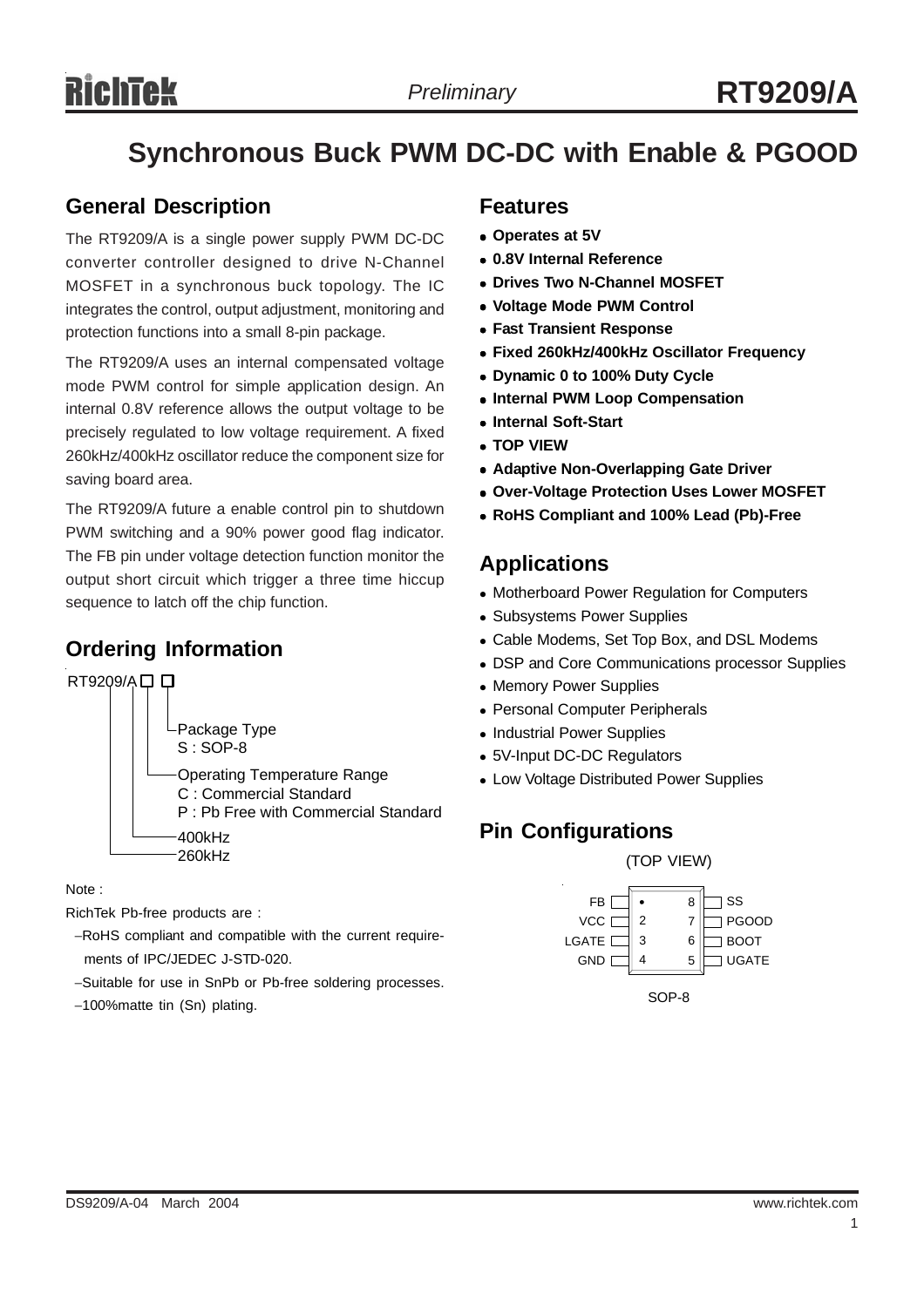# Synchronous Buck PWM DC-DC with Enable & PGOOD

## General Description

The RT9209/A is a single power supply PWM DC-DC converter controller designed to drive N-Channel MOSFET in a synchronous buck topology. The IC integrates the control, output adjustment, monitoring and protection functions into a small 8-pin package.

The RT9209/A uses an internal compensated voltage mode PWM control for simple application design. An internal 0.8V reference allows the output voltage to be precisely regulated to low voltage requirement. A fixed 260kHz/400kHz oscillator reduce the component size for saving board area.

The RT9209/A future a enable control pin to shutdown PWM switching and a 90% power good flag indicator. The FB pin under voltage detection function monitor the output short circuit which trigger a three time hiccup sequence to latch off the chip function.

## Ordering Information

RT9209/A □ □

- Package Type
  - S : SOP-8
- Operating Temperature Range
  - C : Commercial Standard
  - P : Pb Free with Commercial Standard
- 400kHz (RT9209A)
- 260kHz (RT9209)

Note :

RichTek Pb-free products are :

- RoHS compliant and compatible with the current requirements of IPC/JEDEC J-STD-020.
- Suitable for use in SnPb or Pb-free soldering processes.
- 100%matte tin (Sn) plating.

## Features

- Operates at 5V
- 0.8V Internal Reference
- Drives Two N-Channel MOSFET
- Voltage Mode PWM Control
- Fast Transient Response
- Fixed 260kHz/400kHz Oscillator Frequency
- Dynamic 0 to 100% Duty Cycle
- Internal PWM Loop Compensation
- Internal Soft-Start
- TOP VIEW
- Adaptive Non-Overlapping Gate Driver
- Over-Voltage Protection Uses Lower MOSFET
- RoHS Compliant and 100% Lead (Pb)-Free

## Applications

- Motherboard Power Regulation for Computers
- Subsystems Power Supplies
- Cable Modems, Set Top Box, and DSL Modems
- DSP and Core Communications processor Supplies
- Memory Power Supplies
- Personal Computer Peripherals
- Industrial Power Supplies
- 5V-Input DC-DC Regulators
- Low Voltage Distributed Power Supplies

## Pin Configurations

(TOP VIEW)

| Pin | Name | Pin | Name |
|---|---|---|---|
| 1 | FB | 8 | SS |
| 2 | VCC | 7 | PGOOD |
| 3 | LGATE | 6 | BOOT |
| 4 | GND | 5 | UGATE |

SOP-8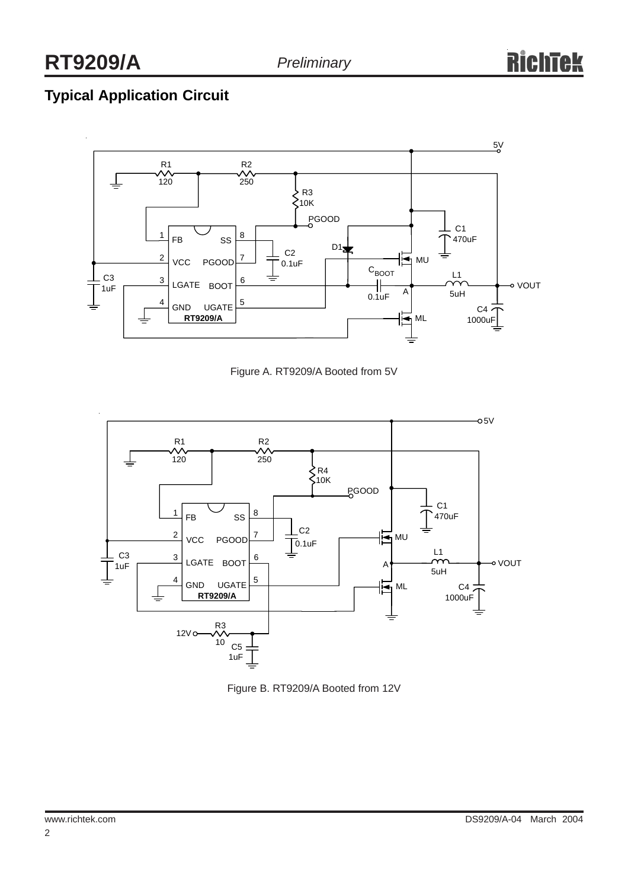## Typical Application Circuit

Figure A. RT9209/A Booted from 5V

Figure B. RT9209/A Booted from 12V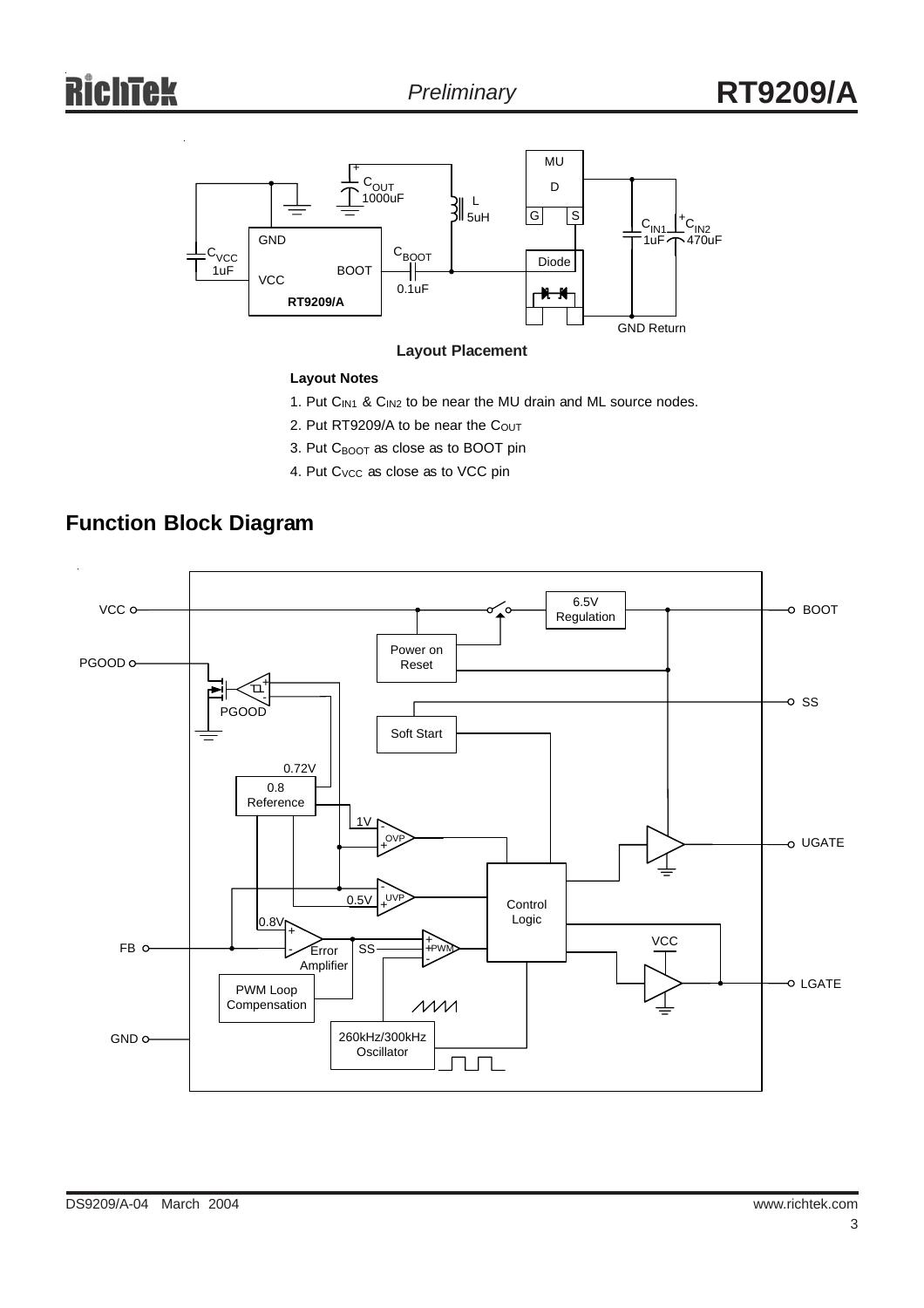**Layout Placement**

**Layout Notes**

1. Put $C_{IN1}$ & $C_{IN2}$ to be near the MU drain and ML source nodes.
2. Put RT9209/A to be near the $C_{OUT}$
3. Put $C_{BOOT}$ as close as to BOOT pin
4. Put $C_{VCC}$ as close as to VCC pin

## Function Block Diagram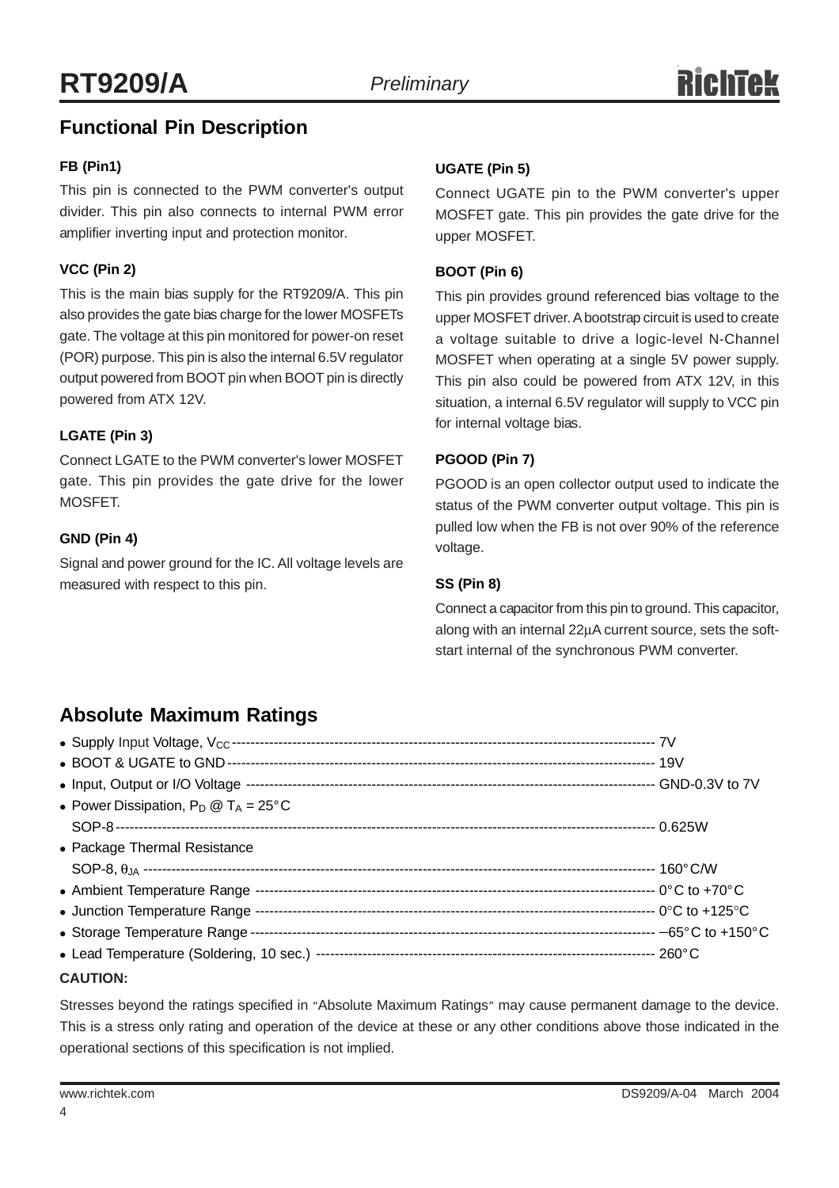## Functional Pin Description

**FB (Pin1)**

This pin is connected to the PWM converter's output divider. This pin also connects to internal PWM error amplifier inverting input and protection monitor.

**VCC (Pin 2)**

This is the main bias supply for the RT9209/A. This pin also provides the gate bias charge for the lower MOSFETs gate. The voltage at this pin monitored for power-on reset (POR) purpose. This pin is also the internal 6.5V regulator output powered from BOOT pin when BOOT pin is directly powered from ATX 12V.

**LGATE (Pin 3)**

Connect LGATE to the PWM converter's lower MOSFET gate. This pin provides the gate drive for the lower MOSFET.

**GND (Pin 4)**

Signal and power ground for the IC. All voltage levels are measured with respect to this pin.

**UGATE (Pin 5)**

Connect UGATE pin to the PWM converter's upper MOSFET gate. This pin provides the gate drive for the upper MOSFET.

**BOOT (Pin 6)**

This pin provides ground referenced bias voltage to the upper MOSFET driver. A bootstrap circuit is used to create a voltage suitable to drive a logic-level N-Channel MOSFET when operating at a single 5V power supply. This pin also could be powered from ATX 12V, in this situation, a internal 6.5V regulator will supply to VCC pin for internal voltage bias.

**PGOOD (Pin 7)**

PGOOD is an open collector output used to indicate the status of the PWM converter output voltage. This pin is pulled low when the FB is not over 90% of the reference voltage.

**SS (Pin 8)**

Connect a capacitor from this pin to ground. This capacitor, along with an internal 22μA current source, sets the soft-start internal of the synchronous PWM converter.

## Absolute Maximum Ratings

- Supply Input Voltage, $V_{CC}$ -------------------------------------------- 7V
- BOOT & UGATE to GND -------------------------------------------- 19V
- Input, Output or I/O Voltage -------------------------------------------- GND-0.3V to 7V
- Power Dissipation, $P_D$ @ $T_A$ = 25°C
  SOP-8 -------------------------------------------- 0.625W
- Package Thermal Resistance
  SOP-8, $\theta_{JA}$ -------------------------------------------- 160°C/W
- Ambient Temperature Range -------------------------------------------- 0°C to +70°C
- Junction Temperature Range -------------------------------------------- 0°C to +125°C
- Storage Temperature Range -------------------------------------------- −65°C to +150°C
- Lead Temperature (Soldering, 10 sec.) -------------------------------------------- 260°C

**CAUTION:**

Stresses beyond the ratings specified in "Absolute Maximum Ratings" may cause permanent damage to the device. This is a stress only rating and operation of the device at these or any other conditions above those indicated in the operational sections of this specification is not implied.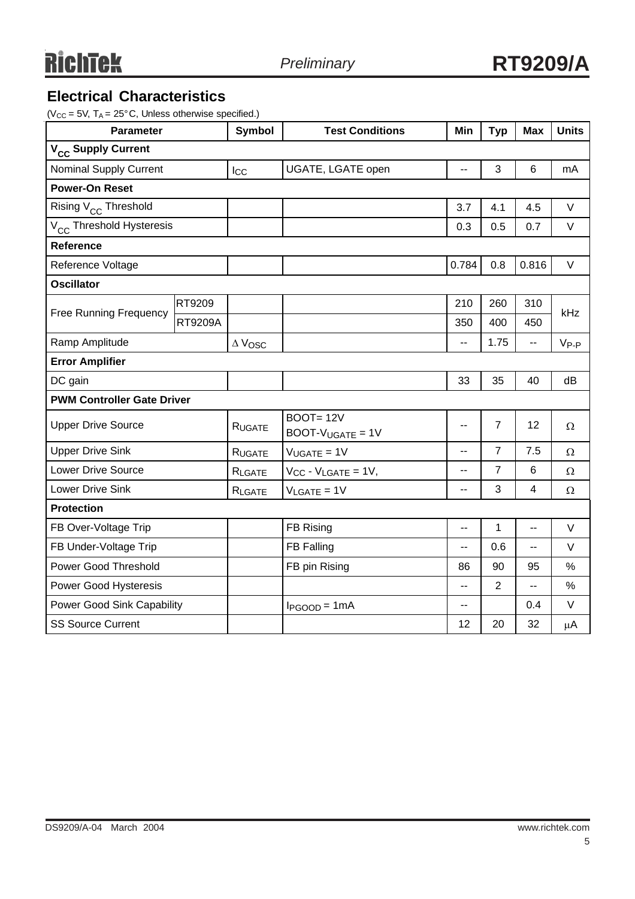## Electrical Characteristics

($V_{CC}$ = 5V, $T_A$ = 25°C, Unless otherwise specified.)

| Parameter | | Symbol | Test Conditions | Min | Typ | Max | Units |
|---|---|---|---|---|---|---|---|
| **$V_{CC}$ Supply Current** | | | | | | | |
| Nominal Supply Current | | $I_{CC}$ | UGATE, LGATE open | -- | 3 | 6 | mA |
| **Power-On Reset** | | | | | | | |
| Rising $V_{CC}$ Threshold | | | | 3.7 | 4.1 | 4.5 | V |
| $V_{CC}$ Threshold Hysteresis | | | | 0.3 | 0.5 | 0.7 | V |
| **Reference** | | | | | | | |
| Reference Voltage | | | | 0.784 | 0.8 | 0.816 | V |
| **Oscillator** | | | | | | | |
| Free Running Frequency | RT9209 | | | 210 | 260 | 310 | kHz |
| | RT9209A | | | 350 | 400 | 450 | |
| Ramp Amplitude | | $\Delta V_{OSC}$ | | -- | 1.75 | -- | $V_{P-P}$ |
| **Error Amplifier** | | | | | | | |
| DC gain | | | | 33 | 35 | 40 | dB |
| **PWM Controller Gate Driver** | | | | | | | |
| Upper Drive Source | | $R_{UGATE}$ | BOOT= 12V<br>BOOT-$V_{UGATE}$ = 1V | -- | 7 | 12 | Ω |
| Upper Drive Sink | | $R_{UGATE}$ | $V_{UGATE}$ = 1V | -- | 7 | 7.5 | Ω |
| Lower Drive Source | | $R_{LGATE}$ | $V_{CC}$ - $V_{LGATE}$ = 1V, | -- | 7 | 6 | Ω |
| Lower Drive Sink | | $R_{LGATE}$ | $V_{LGATE}$ = 1V | -- | 3 | 4 | Ω |
| **Protection** | | | | | | | |
| FB Over-Voltage Trip | | | FB Rising | -- | 1 | -- | V |
| FB Under-Voltage Trip | | | FB Falling | -- | 0.6 | -- | V |
| Power Good Threshold | | | FB pin Rising | 86 | 90 | 95 | % |
| Power Good Hysteresis | | | | -- | 2 | -- | % |
| Power Good Sink Capability | | | $I_{PGOOD}$ = 1mA | -- | | 0.4 | V |
| SS Source Current | | | | 12 | 20 | 32 | μA |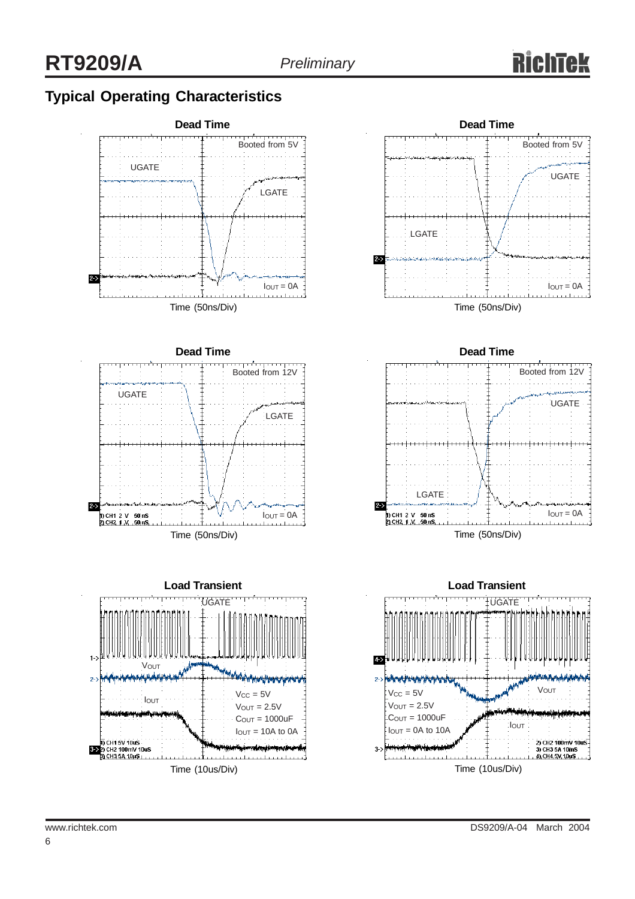## Typical Operating Characteristics

**Dead Time**

Booted from 5V

UGATE

LGATE

$I_{OUT}$ = 0A

Time (50ns/Div)

**Dead Time**

Booted from 5V

UGATE

LGATE

$I_{OUT}$ = 0A

Time (50ns/Div)

**Dead Time**

Booted from 12V

UGATE

LGATE

$I_{OUT}$ = 0A

1) CH1 2 V 50 nS
2) CH2 1 V 50 nS

Time (50ns/Div)

**Dead Time**

Booted from 12V

UGATE

LGATE

$I_{OUT}$ = 0A

1) CH1 2 V 50 nS
2) CH2 1 V 50 nS

Time (50ns/Div)

**Load Transient**

UGATE

$V_{OUT}$

$I_{OUT}$

$V_{CC}$ = 5V
$V_{OUT}$ = 2.5V
$C_{OUT}$ = 1000uF
$I_{OUT}$ = 10A to 0A

1) CH1 5V 10uS
2) CH2 100mV 10uS
3) CH3 5A 10uS

Time (10us/Div)

**Load Transient**

UGATE

$V_{OUT}$

$I_{OUT}$

$V_{CC}$ = 5V
$V_{OUT}$ = 2.5V
$C_{OUT}$ = 1000uF
$I_{OUT}$ = 0A to 10A

2) CH2 100mV 10uS
3) CH3 5A 10mS
4) CH4 5V 10uS

Time (10us/Div)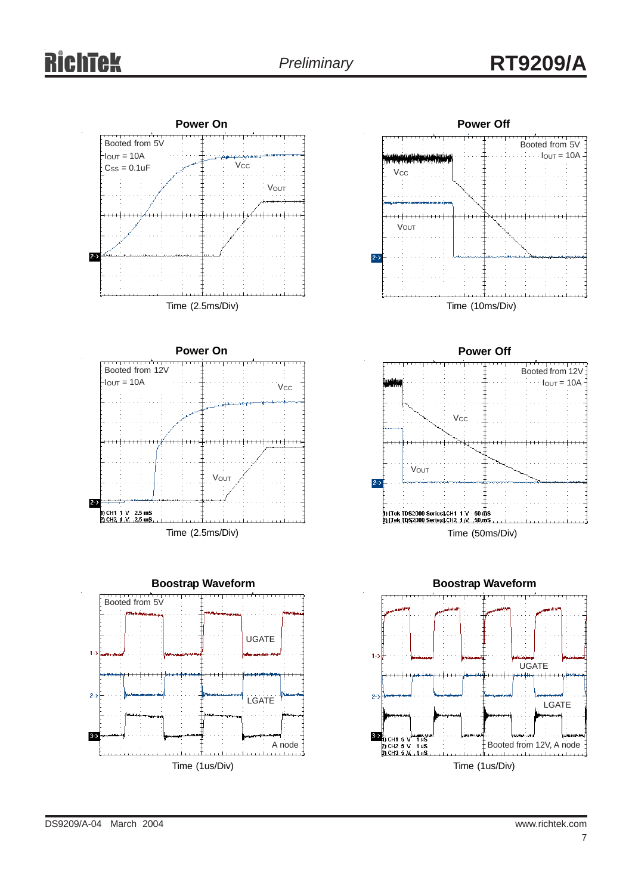**Power On**

Booted from 5V
$I_{OUT}$ = 10A
$C_{SS}$ = 0.1uF

$V_{CC}$

$V_{OUT}$

Time (2.5ms/Div)

**Power Off**

Booted from 5V
$I_{OUT}$ = 10A

$V_{CC}$

$V_{OUT}$

Time (10ms/Div)

**Power On**

Booted from 12V
$I_{OUT}$ = 10A

$V_{CC}$

$V_{OUT}$

Time (2.5ms/Div)

**Power Off**

Booted from 12V
$I_{OUT}$ = 10A

$V_{CC}$

$V_{OUT}$

Time (50ms/Div)

**Boostrap Waveform**

Booted from 5V

UGATE

LGATE

A node

Time (1us/Div)

**Boostrap Waveform**

UGATE

LGATE

Booted from 12V, A node

Time (1us/Div)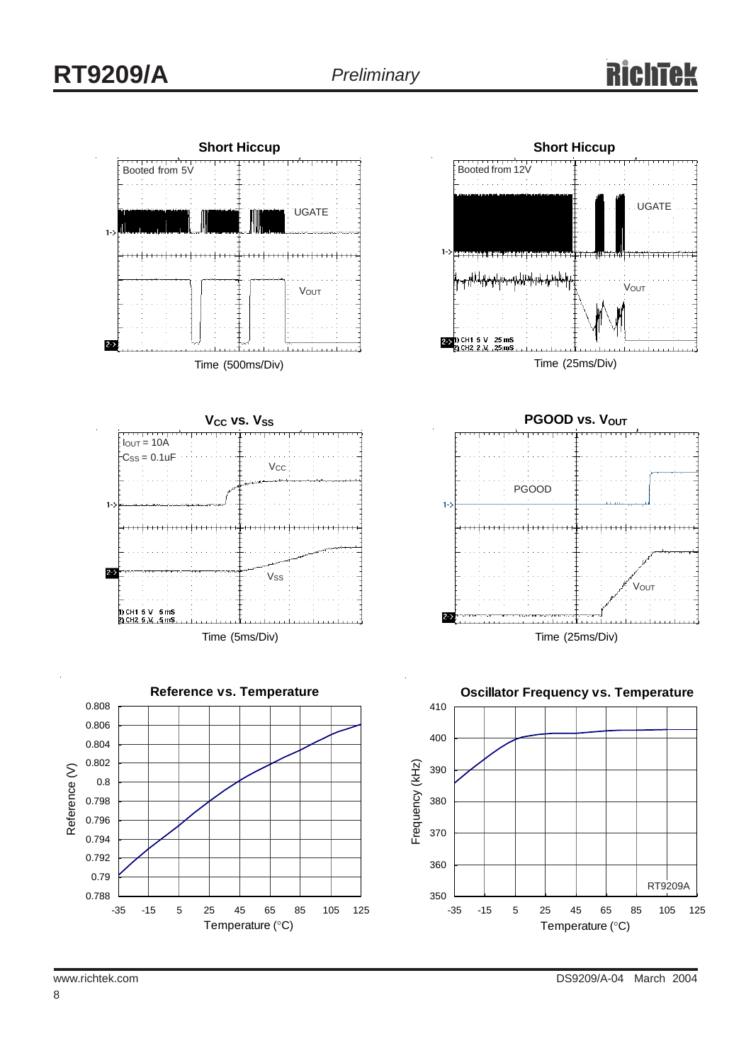**Short Hiccup**

Booted from 5V

UGATE

$V_{OUT}$

Time (500ms/Div)

**Short Hiccup**

Booted from 12V

UGATE

$V_{OUT}$

1) CH1 5 V 25 mS
2) CH2 2 V 25 mS

Time (25ms/Div)

**$V_{CC}$ vs. $V_{SS}$**

$I_{OUT}$ = 10A
$C_{SS}$ = 0.1uF

$V_{CC}$

$V_{SS}$

1) CH1 5 V 5 mS
2) CH2 5 V 5 mS

Time (5ms/Div)

**PGOOD vs. $V_{OUT}$**

PGOOD

$V_{OUT}$

Time (25ms/Div)

**Reference vs. Temperature**

Reference (V)

Temperature (°C)

**Oscillator Frequency vs. Temperature**

Frequency (kHz)

RT9209A

Temperature (°C)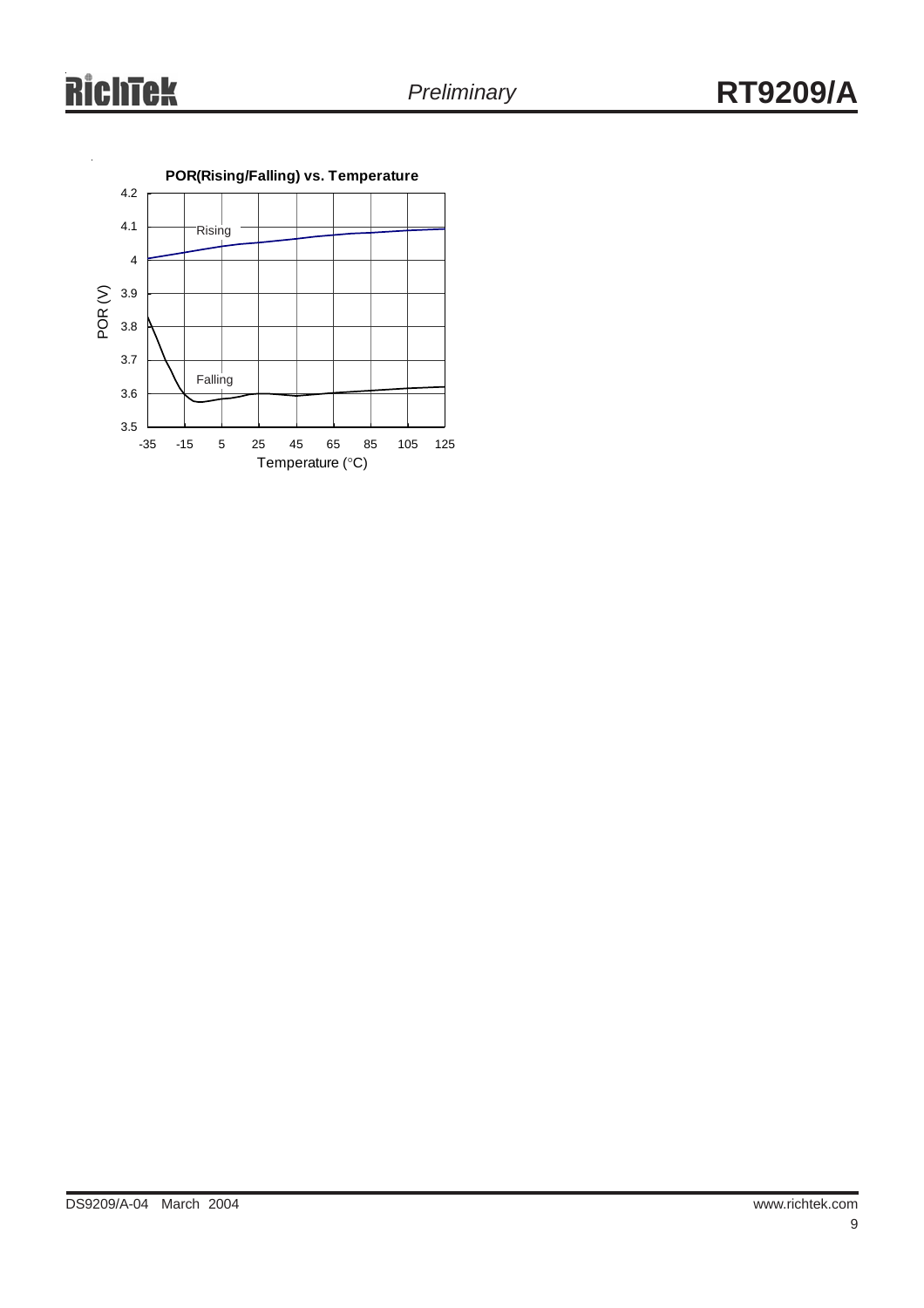**POR(Rising/Falling) vs. Temperature**

POR (V)

Rising

Falling

Temperature (°C)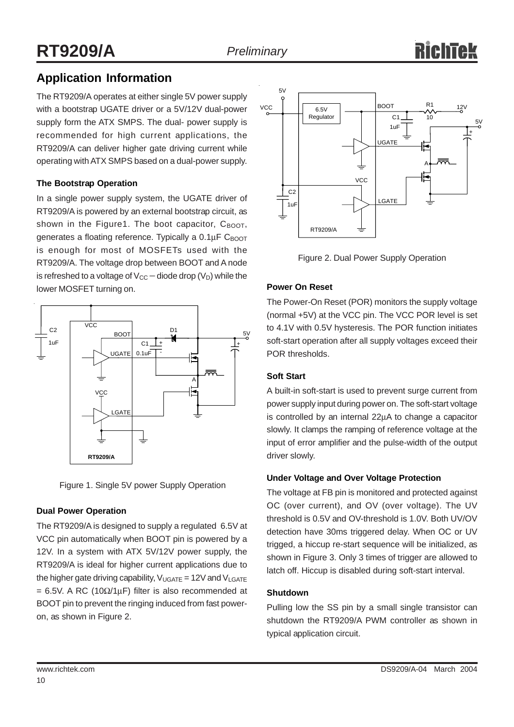## Application Information

The RT9209/A operates at either single 5V power supply with a bootstrap UGATE driver or a 5V/12V dual-power supply form the ATX SMPS. The dual- power supply is recommended for high current applications, the RT9209/A can deliver higher gate driving current while operating with ATX SMPS based on a dual-power supply.

### The Bootstrap Operation

In a single power supply system, the UGATE driver of RT9209/A is powered by an external bootstrap circuit, as shown in the Figure1. The boot capacitor, $C_{BOOT}$, generates a floating reference. Typically a 0.1μF $C_{BOOT}$ is enough for most of MOSFETs used with the RT9209/A. The voltage drop between BOOT and A node is refreshed to a voltage of $V_{CC}$ − diode drop ($V_D$) while the lower MOSFET turning on.

Figure 1. Single 5V power Supply Operation

### Dual Power Operation

The RT9209/A is designed to supply a regulated 6.5V at VCC pin automatically when BOOT pin is powered by a 12V. In a system with ATX 5V/12V power supply, the RT9209/A is ideal for higher current applications due to the higher gate driving capability, $V_{UGATE}$ = 12V and $V_{LGATE}$ = 6.5V. A RC (10Ω/1μF) filter is also recommended at BOOT pin to prevent the ringing induced from fast power-on, as shown in Figure 2.

Figure 2. Dual Power Supply Operation

### Power On Reset

The Power-On Reset (POR) monitors the supply voltage (normal +5V) at the VCC pin. The VCC POR level is set to 4.1V with 0.5V hysteresis. The POR function initiates soft-start operation after all supply voltages exceed their POR thresholds.

### Soft Start

A built-in soft-start is used to prevent surge current from power supply input during power on. The soft-start voltage is controlled by an internal 22μA to change a capacitor slowly. It clamps the ramping of reference voltage at the input of error amplifier and the pulse-width of the output driver slowly.

### Under Voltage and Over Voltage Protection

The voltage at FB pin is monitored and protected against OC (over current), and OV (over voltage). The UV threshold is 0.5V and OV-threshold is 1.0V. Both UV/OV detection have 30ms triggered delay. When OC or UV trigged, a hiccup re-start sequence will be initialized, as shown in Figure 3. Only 3 times of trigger are allowed to latch off. Hiccup is disabled during soft-start interval.

### Shutdown

Pulling low the SS pin by a small single transistor can shutdown the RT9209/A PWM controller as shown in typical application circuit.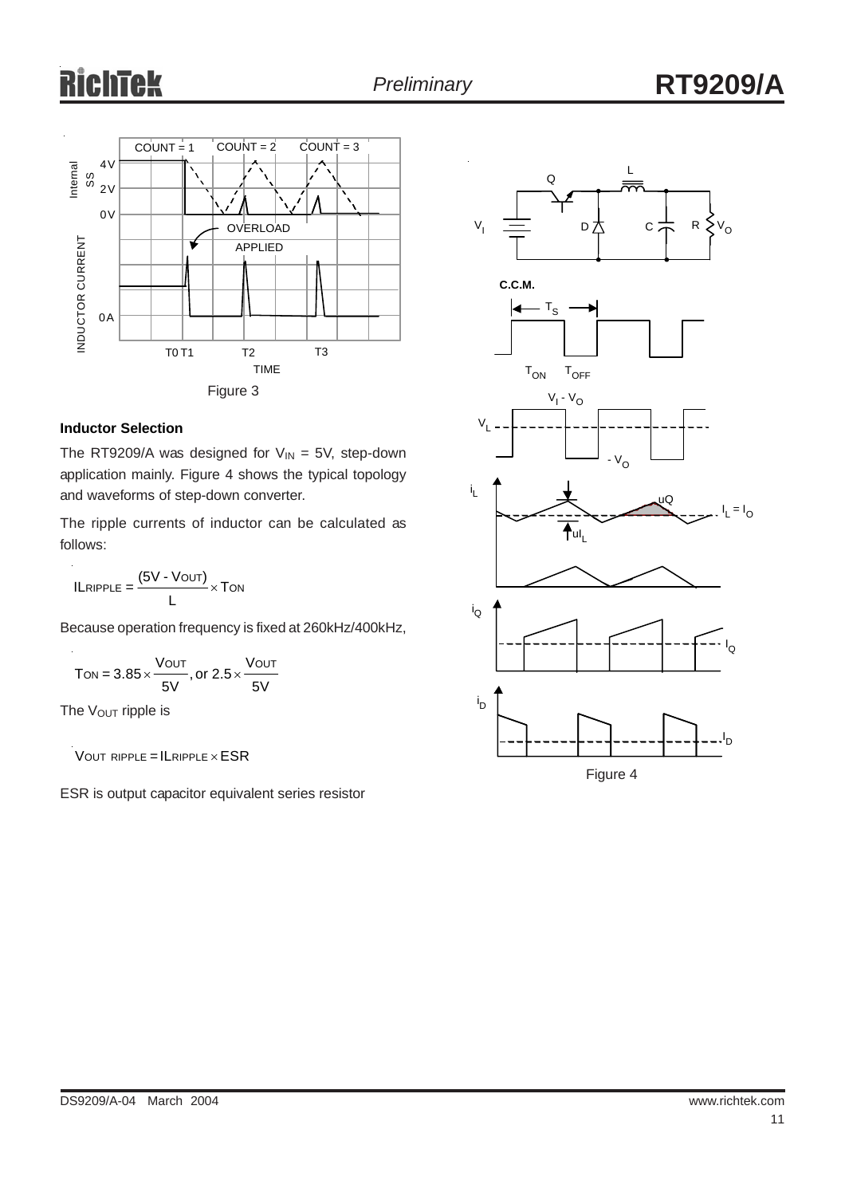Figure 3

### Inductor Selection

The RT9209/A was designed for $V_{IN}$ = 5V, step-down application mainly. Figure 4 shows the typical topology and waveforms of step-down converter.

The ripple currents of inductor can be calculated as follows:

$$I_{LRIPPLE} = \frac{(5V - V_{OUT})}{L} \times T_{ON}$$

Because operation frequency is fixed at 260kHz/400kHz,

$$T_{ON} = 3.85 \times \frac{V_{OUT}}{5V}, \text{or } 2.5 \times \frac{V_{OUT}}{5V}$$

The $V_{OUT}$ ripple is

$$V_{OUT\ RIPPLE} = I_{LRIPPLE} \times ESR$$

ESR is output capacitor equivalent series resistor

Figure 4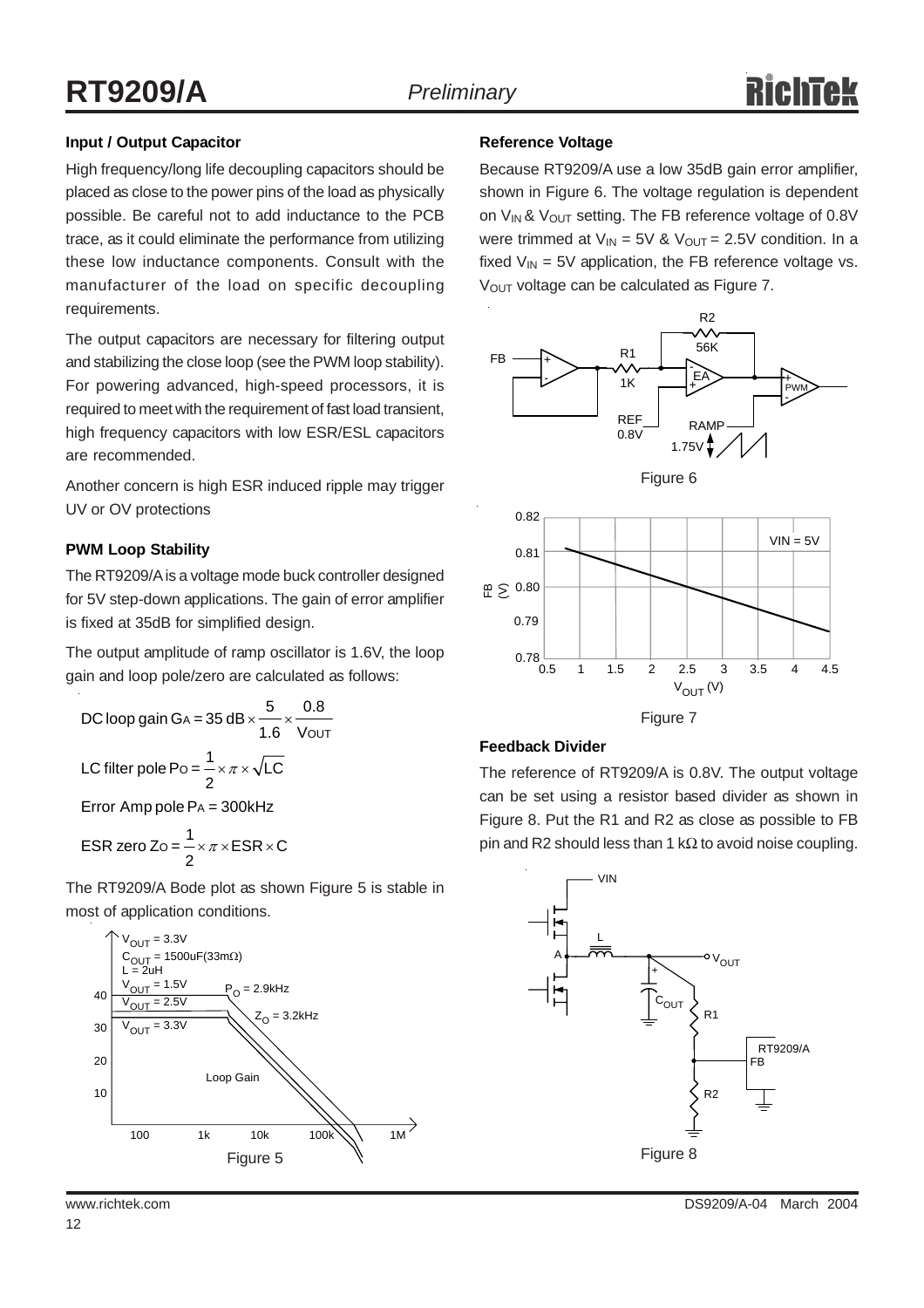### Input / Output Capacitor

High frequency/long life decoupling capacitors should be placed as close to the power pins of the load as physically possible. Be careful not to add inductance to the PCB trace, as it could eliminate the performance from utilizing these low inductance components. Consult with the manufacturer of the load on specific decoupling requirements.

The output capacitors are necessary for filtering output and stabilizing the close loop (see the PWM loop stability). For powering advanced, high-speed processors, it is required to meet with the requirement of fast load transient, high frequency capacitors with low ESR/ESL capacitors are recommended.

Another concern is high ESR induced ripple may trigger UV or OV protections

### PWM Loop Stability

The RT9209/A is a voltage mode buck controller designed for 5V step-down applications. The gain of error amplifier is fixed at 35dB for simplified design.

The output amplitude of ramp oscillator is 1.6V, the loop gain and loop pole/zero are calculated as follows:

$$\text{DC loop gain } G_A = 35\text{ dB} \times \frac{5}{1.6} \times \frac{0.8}{V_{OUT}}$$

$$\text{LC filter pole } P_O = \frac{1}{2} \times \pi \times \sqrt{LC}$$

$$\text{Error Amp pole } P_A = 300\text{kHz}$$

$$\text{ESR zero } Z_O = \frac{1}{2} \times \pi \times ESR \times C$$

The RT9209/A Bode plot as shown Figure 5 is stable in most of application conditions.

Figure 5

### Reference Voltage

Because RT9209/A use a low 35dB gain error amplifier, shown in Figure 6. The voltage regulation is dependent on $V_{IN}$ & $V_{OUT}$ setting. The FB reference voltage of 0.8V were trimmed at $V_{IN}$ = 5V & $V_{OUT}$ = 2.5V condition. In a fixed $V_{IN}$ = 5V application, the FB reference voltage vs. $V_{OUT}$ voltage can be calculated as Figure 7.

Figure 6

Figure 7

### Feedback Divider

The reference of RT9209/A is 0.8V. The output voltage can be set using a resistor based divider as shown in Figure 8. Put the R1 and R2 as close as possible to FB pin and R2 should less than 1 kΩ to avoid noise coupling.

Figure 8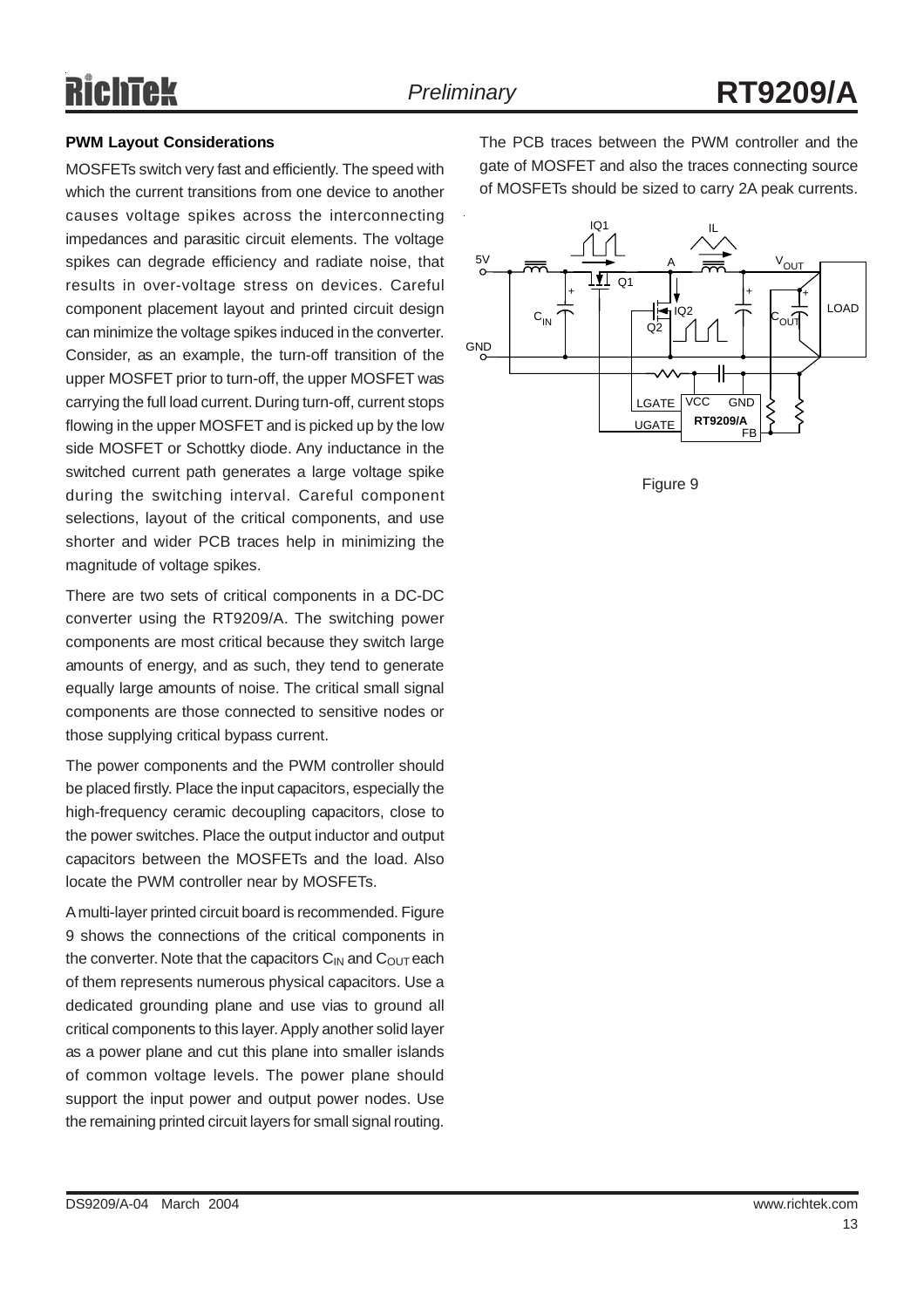### PWM Layout Considerations

MOSFETs switch very fast and efficiently. The speed with which the current transitions from one device to another causes voltage spikes across the interconnecting impedances and parasitic circuit elements. The voltage spikes can degrade efficiency and radiate noise, that results in over-voltage stress on devices. Careful component placement layout and printed circuit design can minimize the voltage spikes induced in the converter. Consider, as an example, the turn-off transition of the upper MOSFET prior to turn-off, the upper MOSFET was carrying the full load current. During turn-off, current stops flowing in the upper MOSFET and is picked up by the low side MOSFET or Schottky diode. Any inductance in the switched current path generates a large voltage spike during the switching interval. Careful component selections, layout of the critical components, and use shorter and wider PCB traces help in minimizing the magnitude of voltage spikes.

There are two sets of critical components in a DC-DC converter using the RT9209/A. The switching power components are most critical because they switch large amounts of energy, and as such, they tend to generate equally large amounts of noise. The critical small signal components are those connected to sensitive nodes or those supplying critical bypass current.

The power components and the PWM controller should be placed firstly. Place the input capacitors, especially the high-frequency ceramic decoupling capacitors, close to the power switches. Place the output inductor and output capacitors between the MOSFETs and the load. Also locate the PWM controller near by MOSFETs.

A multi-layer printed circuit board is recommended. Figure 9 shows the connections of the critical components in the converter. Note that the capacitors $C_{IN}$ and $C_{OUT}$ each of them represents numerous physical capacitors. Use a dedicated grounding plane and use vias to ground all critical components to this layer. Apply another solid layer as a power plane and cut this plane into smaller islands of common voltage levels. The power plane should support the input power and output power nodes. Use the remaining printed circuit layers for small signal routing.

The PCB traces between the PWM controller and the gate of MOSFET and also the traces connecting source of MOSFETs should be sized to carry 2A peak currents.

Figure 9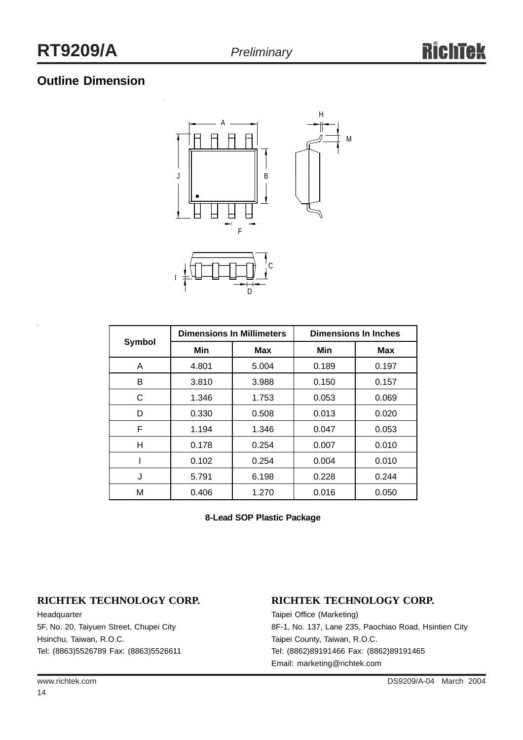## Outline Dimension

| Symbol | Dimensions In Millimeters | | Dimensions In Inches | |
|---|---|---|---|---|
| | Min | Max | Min | Max |
| A | 4.801 | 5.004 | 0.189 | 0.197 |
| B | 3.810 | 3.988 | 0.150 | 0.157 |
| C | 1.346 | 1.753 | 0.053 | 0.069 |
| D | 0.330 | 0.508 | 0.013 | 0.020 |
| F | 1.194 | 1.346 | 0.047 | 0.053 |
| H | 0.178 | 0.254 | 0.007 | 0.010 |
| I | 0.102 | 0.254 | 0.004 | 0.010 |
| J | 5.791 | 6.198 | 0.228 | 0.244 |
| M | 0.406 | 1.270 | 0.016 | 0.050 |

**8-Lead SOP Plastic Package**

**RICHTEK TECHNOLOGY CORP.**

Headquarter
5F, No. 20, Taiyuen Street, Chupei City
Hsinchu, Taiwan, R.O.C.
Tel: (8863)5526789 Fax: (8863)5526611

**RICHTEK TECHNOLOGY CORP.**

Taipei Office (Marketing)
8F-1, No. 137, Lane 235, Paochiao Road, Hsintien City
Taipei County, Taiwan, R.O.C.
Tel: (8862)89191466 Fax: (8862)89191465
Email: marketing@richtek.com